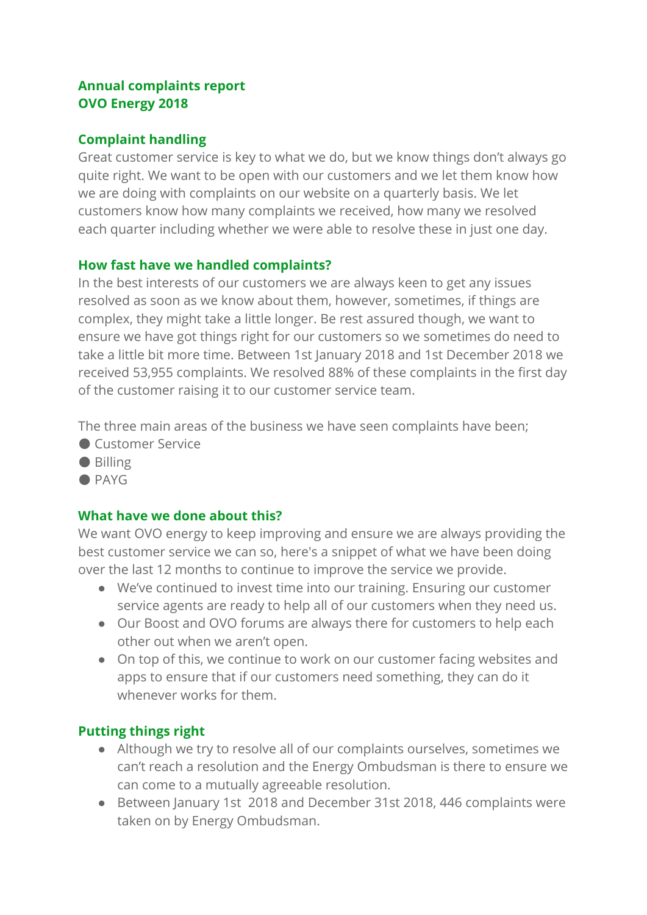**Annual complaints report**
**OVO Energy 2018**

## Complaint handling

Great customer service is key to what we do, but we know things don't always go quite right. We want to be open with our customers and we let them know how we are doing with complaints on our website on a quarterly basis. We let customers know how many complaints we received, how many we resolved each quarter including whether we were able to resolve these in just one day.

## How fast have we handled complaints?

In the best interests of our customers we are always keen to get any issues resolved as soon as we know about them, however, sometimes, if things are complex, they might take a little longer. Be rest assured though, we want to ensure we have got things right for our customers so we sometimes do need to take a little bit more time. Between 1st January 2018 and 1st December 2018 we received 53,955 complaints. We resolved 88% of these complaints in the first day of the customer raising it to our customer service team.

The three main areas of the business we have seen complaints have been;

- Customer Service
- Billing
- PAYG

## What have we done about this?

We want OVO energy to keep improving and ensure we are always providing the best customer service we can so, here's a snippet of what we have been doing over the last 12 months to continue to improve the service we provide.

- We've continued to invest time into our training. Ensuring our customer service agents are ready to help all of our customers when they need us.
- Our Boost and OVO forums are always there for customers to help each other out when we aren't open.
- On top of this, we continue to work on our customer facing websites and apps to ensure that if our customers need something, they can do it whenever works for them.

## Putting things right

- Although we try to resolve all of our complaints ourselves, sometimes we can't reach a resolution and the Energy Ombudsman is there to ensure we can come to a mutually agreeable resolution.
- Between January 1st 2018 and December 31st 2018, 446 complaints were taken on by Energy Ombudsman.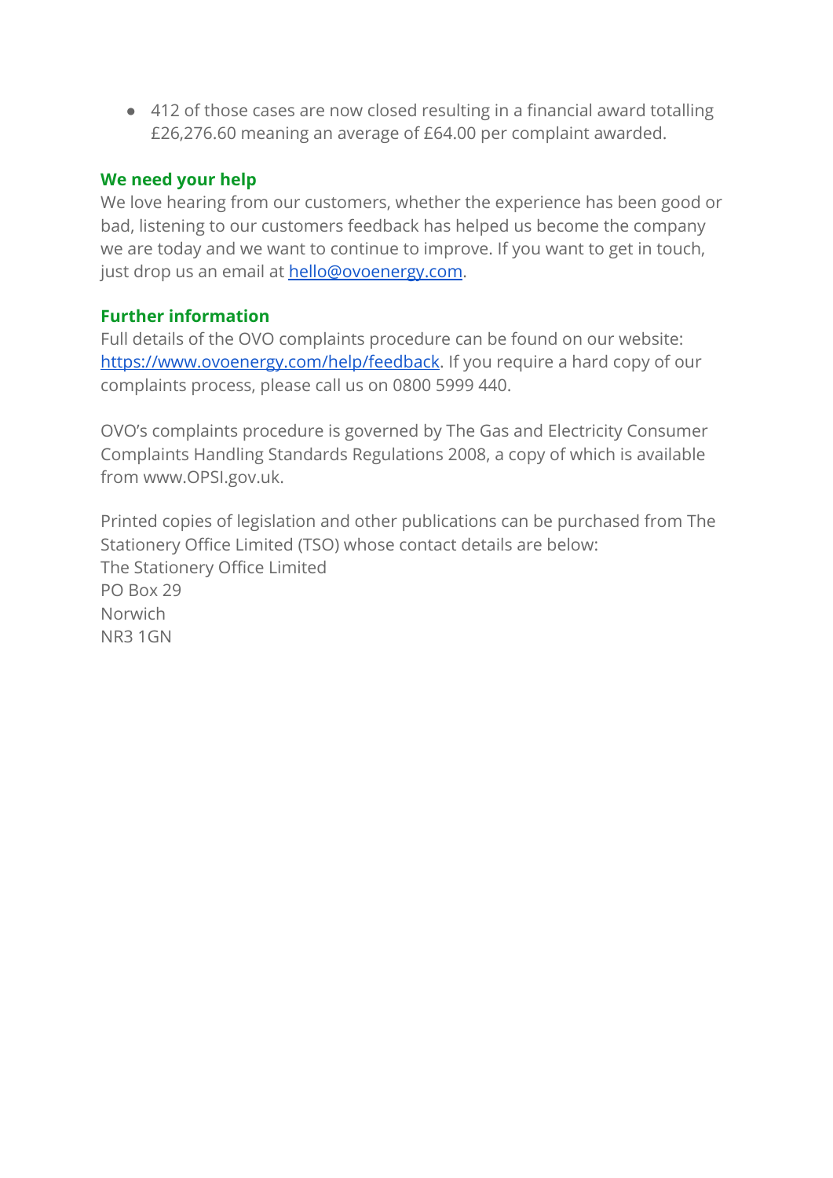- 412 of those cases are now closed resulting in a financial award totalling £26,276.60 meaning an average of £64.00 per complaint awarded.

**We need your help**

We love hearing from our customers, whether the experience has been good or bad, listening to our customers feedback has helped us become the company we are today and we want to continue to improve. If you want to get in touch, just drop us an email at [hello@ovoenergy.com](mailto:hello@ovoenergy.com).

**Further information**

Full details of the OVO complaints procedure can be found on our website: [https://www.ovoenergy.com/help/feedback](https://www.ovoenergy.com/help/feedback). If you require a hard copy of our complaints process, please call us on 0800 5999 440.

OVO's complaints procedure is governed by The Gas and Electricity Consumer Complaints Handling Standards Regulations 2008, a copy of which is available from www.OPSI.gov.uk.

Printed copies of legislation and other publications can be purchased from The Stationery Office Limited (TSO) whose contact details are below:
The Stationery Office Limited
PO Box 29
Norwich
NR3 1GN